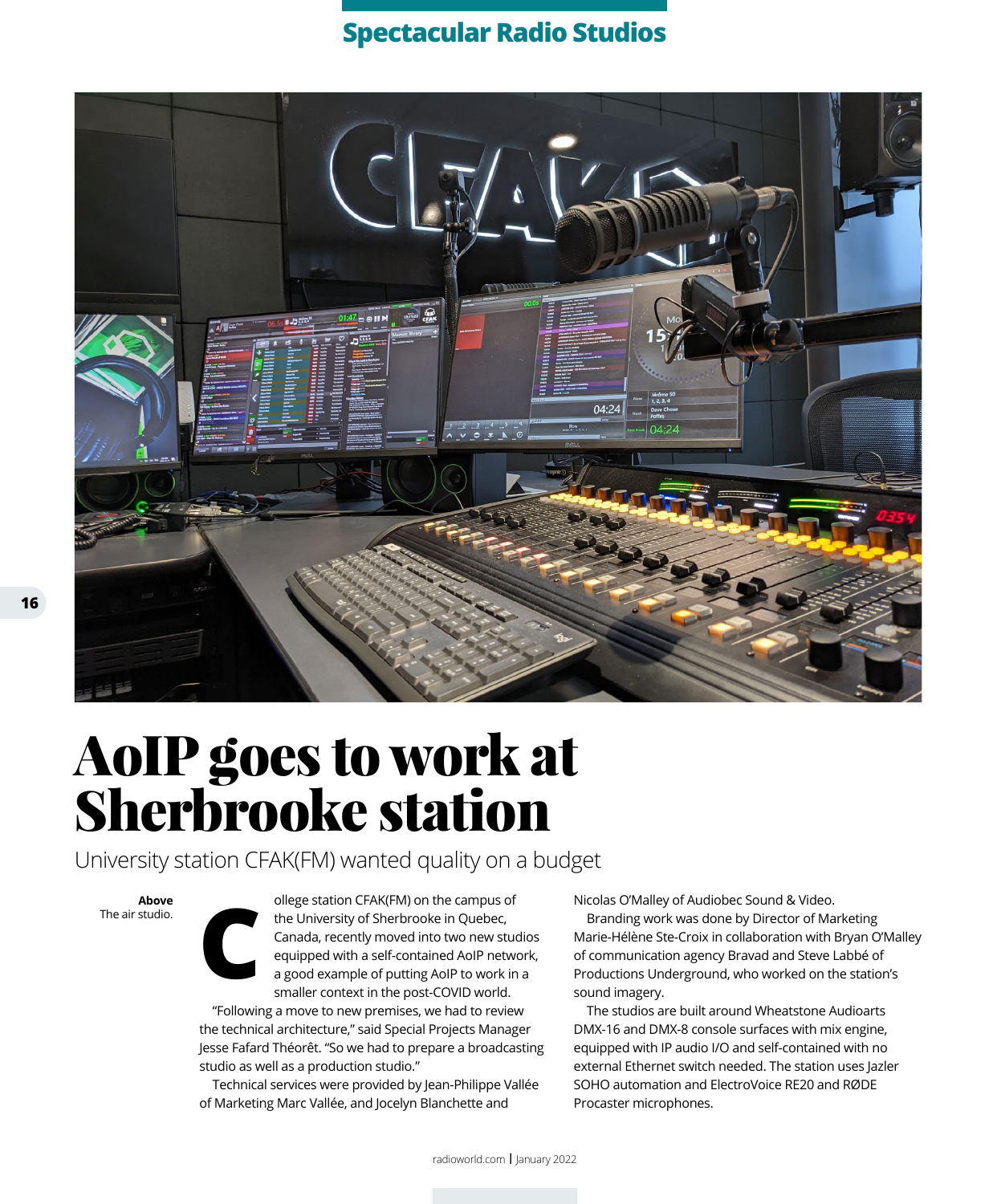## Spectacular Radio Studios

# AoIP goes to work at Sherbrooke station

University station CFAK(FM) wanted quality on a budget

**Above**
The air studio.

College station CFAK(FM) on the campus of the University of Sherbrooke in Quebec, Canada, recently moved into two new studios equipped with a self-contained AoIP network, a good example of putting AoIP to work in a smaller context in the post-COVID world.

"Following a move to new premises, we had to review the technical architecture," said Special Projects Manager Jesse Fafard Théorêt. "So we had to prepare a broadcasting studio as well as a production studio."

Technical services were provided by Jean-Philippe Vallée of Marketing Marc Vallée, and Jocelyn Blanchette and Nicolas O'Malley of Audiobec Sound & Video.

Branding work was done by Director of Marketing Marie-Hélène Ste-Croix in collaboration with Bryan O'Malley of communication agency Bravad and Steve Labbé of Productions Underground, who worked on the station's sound imagery.

The studios are built around Wheatstone Audioarts DMX-16 and DMX-8 console surfaces with mix engine, equipped with IP audio I/O and self-contained with no external Ethernet switch needed. The station uses Jazler SOHO automation and ElectroVoice RE20 and RØDE Procaster microphones.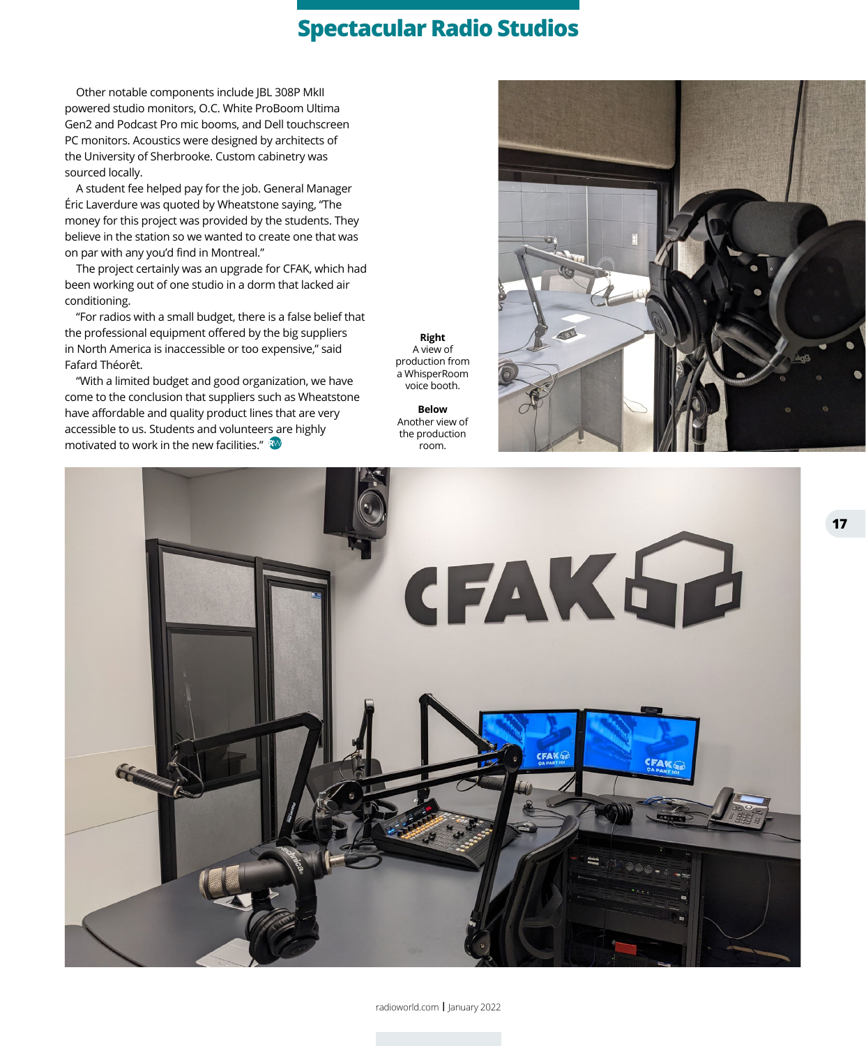## Spectacular Radio Studios

Other notable components include JBL 308P MkII powered studio monitors, O.C. White ProBoom Ultima Gen2 and Podcast Pro mic booms, and Dell touchscreen PC monitors. Acoustics were designed by architects of the University of Sherbrooke. Custom cabinetry was sourced locally.

A student fee helped pay for the job. General Manager Éric Laverdure was quoted by Wheatstone saying, "The money for this project was provided by the students. They believe in the station so we wanted to create one that was on par with any you'd find in Montreal."

The project certainly was an upgrade for CFAK, which had been working out of one studio in a dorm that lacked air conditioning.

"For radios with a small budget, there is a false belief that the professional equipment offered by the big suppliers in North America is inaccessible or too expensive," said Fafard Théorêt.

"With a limited budget and good organization, we have come to the conclusion that suppliers such as Wheatstone have affordable and quality product lines that are very accessible to us. Students and volunteers are highly motivated to work in the new facilities."

**Right**
A view of production from a WhisperRoom voice booth.

**Below**
Another view of the production room.